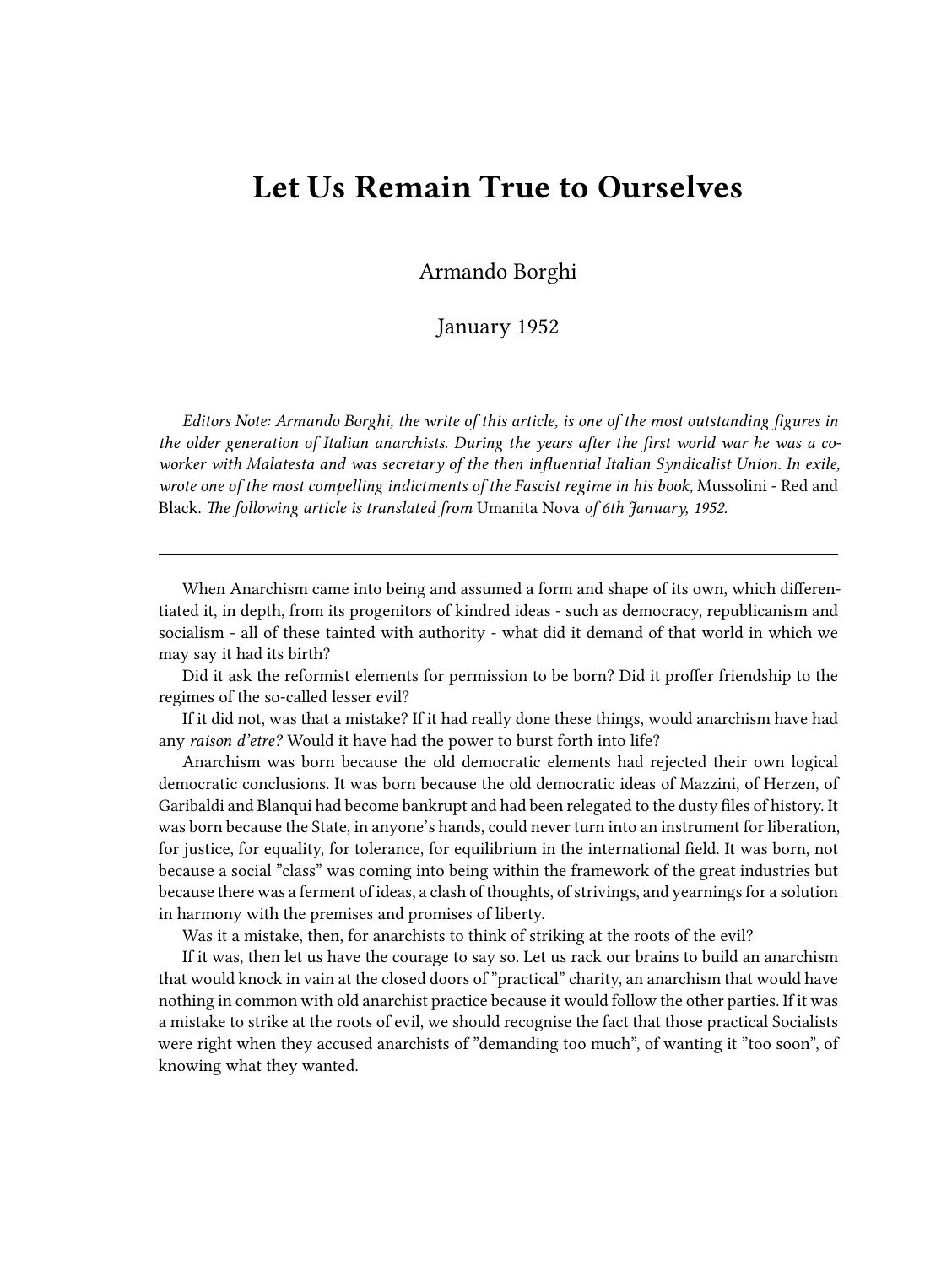# Let Us Remain True to Ourselves

Armando Borghi

January 1952

*Editors Note: Armando Borghi, the write of this article, is one of the most outstanding figures in the older generation of Italian anarchists. During the years after the first world war he was a co-worker with Malatesta and was secretary of the then influential Italian Syndicalist Union. In exile, wrote one of the most compelling indictments of the Fascist regime in his book,* Mussolini - Red and Black. *The following article is translated from* Umanita Nova *of 6th January, 1952.*

---

When Anarchism came into being and assumed a form and shape of its own, which differentiated it, in depth, from its progenitors of kindred ideas - such as democracy, republicanism and socialism - all of these tainted with authority - what did it demand of that world in which we may say it had its birth?

Did it ask the reformist elements for permission to be born? Did it proffer friendship to the regimes of the so-called lesser evil?

If it did not, was that a mistake? If it had really done these things, would anarchism have had any *raison d'etre?* Would it have had the power to burst forth into life?

Anarchism was born because the old democratic elements had rejected their own logical democratic conclusions. It was born because the old democratic ideas of Mazzini, of Herzen, of Garibaldi and Blanqui had become bankrupt and had been relegated to the dusty files of history. It was born because the State, in anyone's hands, could never turn into an instrument for liberation, for justice, for equality, for tolerance, for equilibrium in the international field. It was born, not because a social "class" was coming into being within the framework of the great industries but because there was a ferment of ideas, a clash of thoughts, of strivings, and yearnings for a solution in harmony with the premises and promises of liberty.

Was it a mistake, then, for anarchists to think of striking at the roots of the evil?

If it was, then let us have the courage to say so. Let us rack our brains to build an anarchism that would knock in vain at the closed doors of "practical" charity, an anarchism that would have nothing in common with old anarchist practice because it would follow the other parties. If it was a mistake to strike at the roots of evil, we should recognise the fact that those practical Socialists were right when they accused anarchists of "demanding too much", of wanting it "too soon", of knowing what they wanted.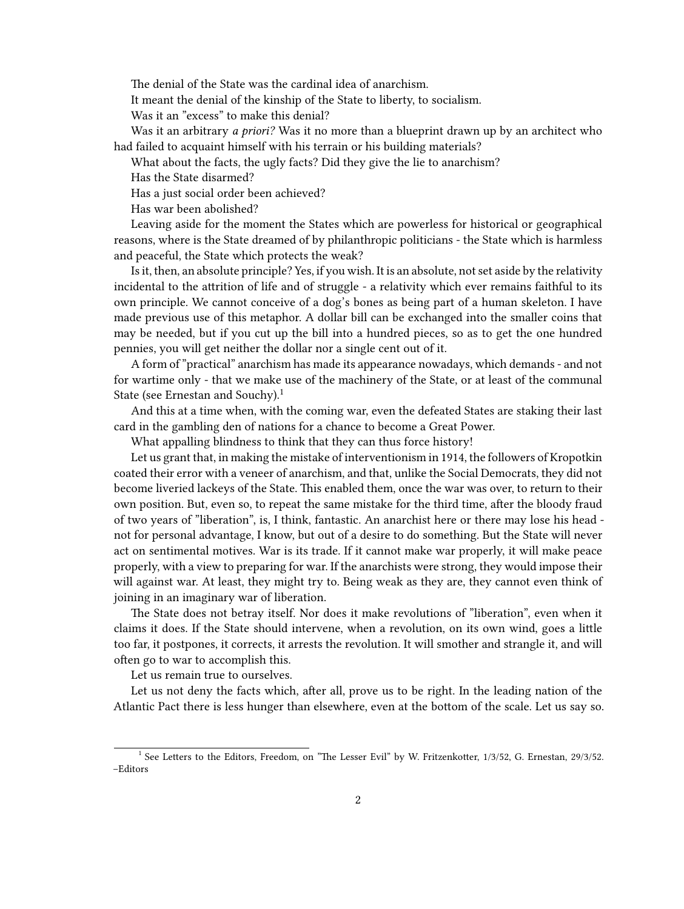The denial of the State was the cardinal idea of anarchism.

It meant the denial of the kinship of the State to liberty, to socialism.

Was it an "excess" to make this denial?

Was it an arbitrary *a priori?* Was it no more than a blueprint drawn up by an architect who had failed to acquaint himself with his terrain or his building materials?

What about the facts, the ugly facts? Did they give the lie to anarchism?

Has the State disarmed?

Has a just social order been achieved?

Has war been abolished?

Leaving aside for the moment the States which are powerless for historical or geographical reasons, where is the State dreamed of by philanthropic politicians - the State which is harmless and peaceful, the State which protects the weak?

Is it, then, an absolute principle? Yes, if you wish. It is an absolute, not set aside by the relativity incidental to the attrition of life and of struggle - a relativity which ever remains faithful to its own principle. We cannot conceive of a dog's bones as being part of a human skeleton. I have made previous use of this metaphor. A dollar bill can be exchanged into the smaller coins that may be needed, but if you cut up the bill into a hundred pieces, so as to get the one hundred pennies, you will get neither the dollar nor a single cent out of it.

A form of "practical" anarchism has made its appearance nowadays, which demands - and not for wartime only - that we make use of the machinery of the State, or at least of the communal State (see Ernestan and Souchy).[1]

And this at a time when, with the coming war, even the defeated States are staking their last card in the gambling den of nations for a chance to become a Great Power.

What appalling blindness to think that they can thus force history!

Let us grant that, in making the mistake of interventionism in 1914, the followers of Kropotkin coated their error with a veneer of anarchism, and that, unlike the Social Democrats, they did not become liveried lackeys of the State. This enabled them, once the war was over, to return to their own position. But, even so, to repeat the same mistake for the third time, after the bloody fraud of two years of "liberation", is, I think, fantastic. An anarchist here or there may lose his head - not for personal advantage, I know, but out of a desire to do something. But the State will never act on sentimental motives. War is its trade. If it cannot make war properly, it will make peace properly, with a view to preparing for war. If the anarchists were strong, they would impose their will against war. At least, they might try to. Being weak as they are, they cannot even think of joining in an imaginary war of liberation.

The State does not betray itself. Nor does it make revolutions of "liberation", even when it claims it does. If the State should intervene, when a revolution, on its own wind, goes a little too far, it postpones, it corrects, it arrests the revolution. It will smother and strangle it, and will often go to war to accomplish this.

Let us remain true to ourselves.

Let us not deny the facts which, after all, prove us to be right. In the leading nation of the Atlantic Pact there is less hunger than elsewhere, even at the bottom of the scale. Let us say so.

[1] See Letters to the Editors, Freedom, on "The Lesser Evil" by W. Fritzenkotter, 1/3/52, G. Ernestan, 29/3/52. –Editors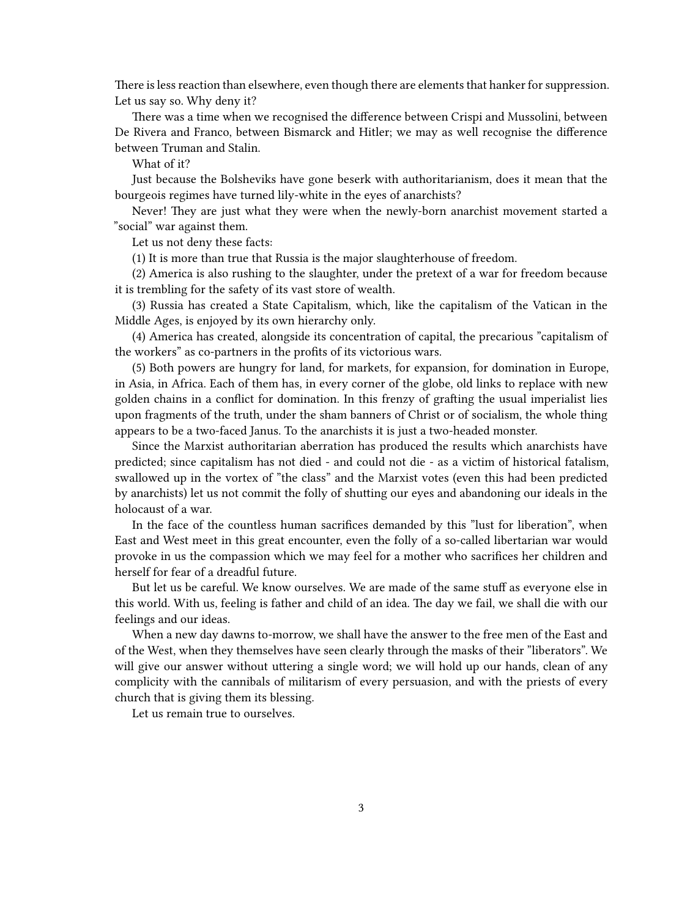There is less reaction than elsewhere, even though there are elements that hanker for suppression. Let us say so. Why deny it?

There was a time when we recognised the difference between Crispi and Mussolini, between De Rivera and Franco, between Bismarck and Hitler; we may as well recognise the difference between Truman and Stalin.

What of it?

Just because the Bolsheviks have gone beserk with authoritarianism, does it mean that the bourgeois regimes have turned lily-white in the eyes of anarchists?

Never! They are just what they were when the newly-born anarchist movement started a "social" war against them.

Let us not deny these facts:

(1) It is more than true that Russia is the major slaughterhouse of freedom.

(2) America is also rushing to the slaughter, under the pretext of a war for freedom because it is trembling for the safety of its vast store of wealth.

(3) Russia has created a State Capitalism, which, like the capitalism of the Vatican in the Middle Ages, is enjoyed by its own hierarchy only.

(4) America has created, alongside its concentration of capital, the precarious "capitalism of the workers" as co-partners in the profits of its victorious wars.

(5) Both powers are hungry for land, for markets, for expansion, for domination in Europe, in Asia, in Africa. Each of them has, in every corner of the globe, old links to replace with new golden chains in a conflict for domination. In this frenzy of grafting the usual imperialist lies upon fragments of the truth, under the sham banners of Christ or of socialism, the whole thing appears to be a two-faced Janus. To the anarchists it is just a two-headed monster.

Since the Marxist authoritarian aberration has produced the results which anarchists have predicted; since capitalism has not died - and could not die - as a victim of historical fatalism, swallowed up in the vortex of "the class" and the Marxist votes (even this had been predicted by anarchists) let us not commit the folly of shutting our eyes and abandoning our ideals in the holocaust of a war.

In the face of the countless human sacrifices demanded by this "lust for liberation", when East and West meet in this great encounter, even the folly of a so-called libertarian war would provoke in us the compassion which we may feel for a mother who sacrifices her children and herself for fear of a dreadful future.

But let us be careful. We know ourselves. We are made of the same stuff as everyone else in this world. With us, feeling is father and child of an idea. The day we fail, we shall die with our feelings and our ideas.

When a new day dawns to-morrow, we shall have the answer to the free men of the East and of the West, when they themselves have seen clearly through the masks of their "liberators". We will give our answer without uttering a single word; we will hold up our hands, clean of any complicity with the cannibals of militarism of every persuasion, and with the priests of every church that is giving them its blessing.

Let us remain true to ourselves.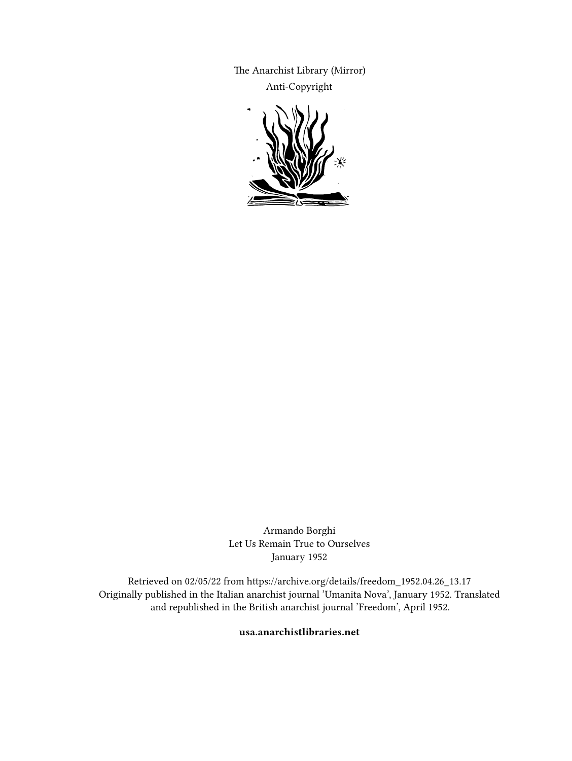The Anarchist Library (Mirror)
Anti-Copyright

Armando Borghi
Let Us Remain True to Ourselves
January 1952

Retrieved on 02/05/22 from https://archive.org/details/freedom_1952.04.26_13.17
Originally published in the Italian anarchist journal 'Umanita Nova', January 1952. Translated and republished in the British anarchist journal 'Freedom', April 1952.

**usa.anarchistlibraries.net**